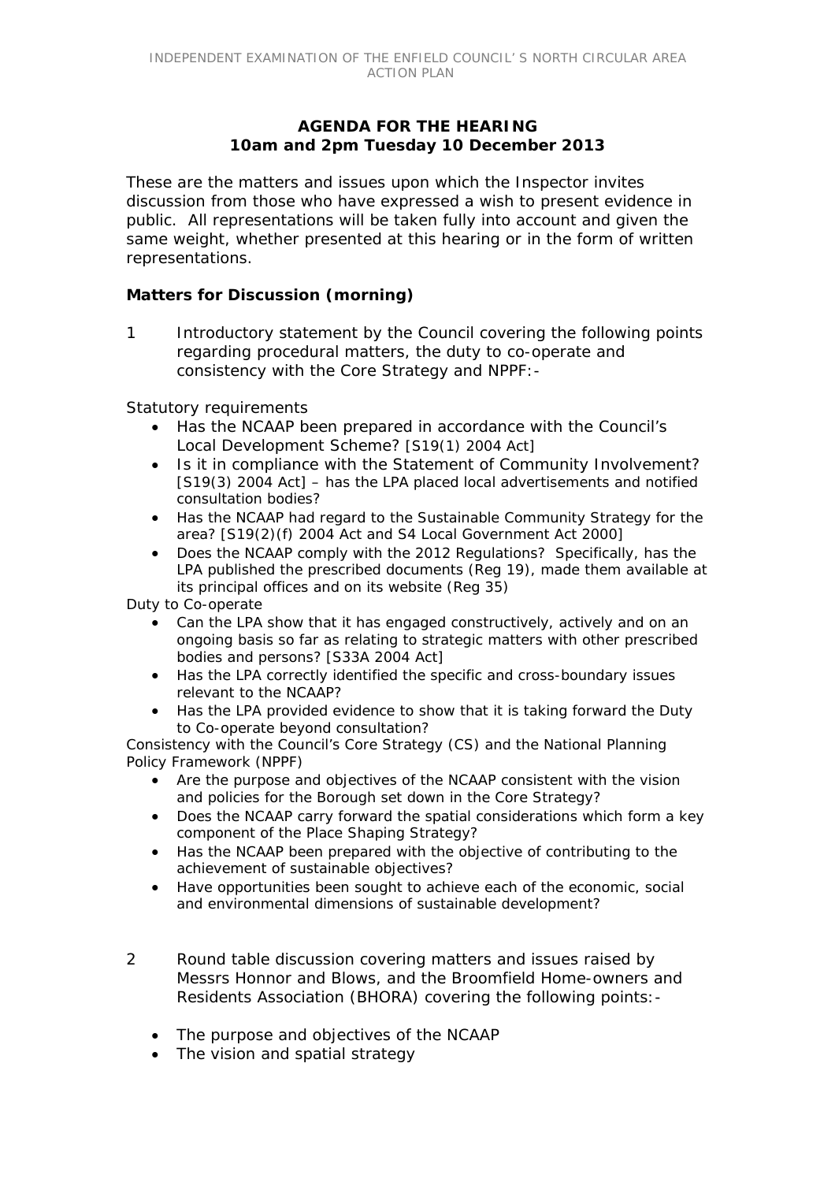INDEPENDENT EXAMINATION OF THE ENFIELD COUNCIL'S NORTH CIRCULAR AREA ACTION PLAN

**AGENDA FOR THE HEARING**
**10am and 2pm Tuesday 10 December 2013**

These are the matters and issues upon which the Inspector invites discussion from those who have expressed a wish to present evidence in public. All representations will be taken fully into account and given the same weight, whether presented at this hearing or in the form of written representations.

**Matters for Discussion (morning)**

1. Introductory statement by the Council covering the following points regarding procedural matters, the duty to co-operate and consistency with the Core Strategy and NPPF:-

Statutory requirements

- Has the NCAAP been prepared in accordance with the Council's Local Development Scheme? [S19(1) 2004 Act]
- Is it in compliance with the Statement of Community Involvement? [S19(3) 2004 Act] – has the LPA placed local advertisements and notified consultation bodies?
- Has the NCAAP had regard to the Sustainable Community Strategy for the area? [S19(2)(f) 2004 Act and S4 Local Government Act 2000]
- Does the NCAAP comply with the 2012 Regulations? Specifically, has the LPA published the prescribed documents (Reg 19), made them available at its principal offices and on its website (Reg 35)

Duty to Co-operate

- Can the LPA show that it has engaged constructively, actively and on an ongoing basis so far as relating to strategic matters with other prescribed bodies and persons? [S33A 2004 Act]
- Has the LPA correctly identified the specific and cross-boundary issues relevant to the NCAAP?
- Has the LPA provided evidence to show that it is taking forward the Duty to Co-operate beyond consultation?

Consistency with the Council's Core Strategy (CS) and the National Planning Policy Framework (NPPF)

- Are the purpose and objectives of the NCAAP consistent with the vision and policies for the Borough set down in the Core Strategy?
- Does the NCAAP carry forward the spatial considerations which form a key component of the Place Shaping Strategy?
- Has the NCAAP been prepared with the objective of contributing to the achievement of sustainable objectives?
- Have opportunities been sought to achieve each of the economic, social and environmental dimensions of sustainable development?

2. Round table discussion covering matters and issues raised by Messrs Honnor and Blows, and the Broomfield Home-owners and Residents Association (BHORA) covering the following points:-

- The purpose and objectives of the NCAAP
- The vision and spatial strategy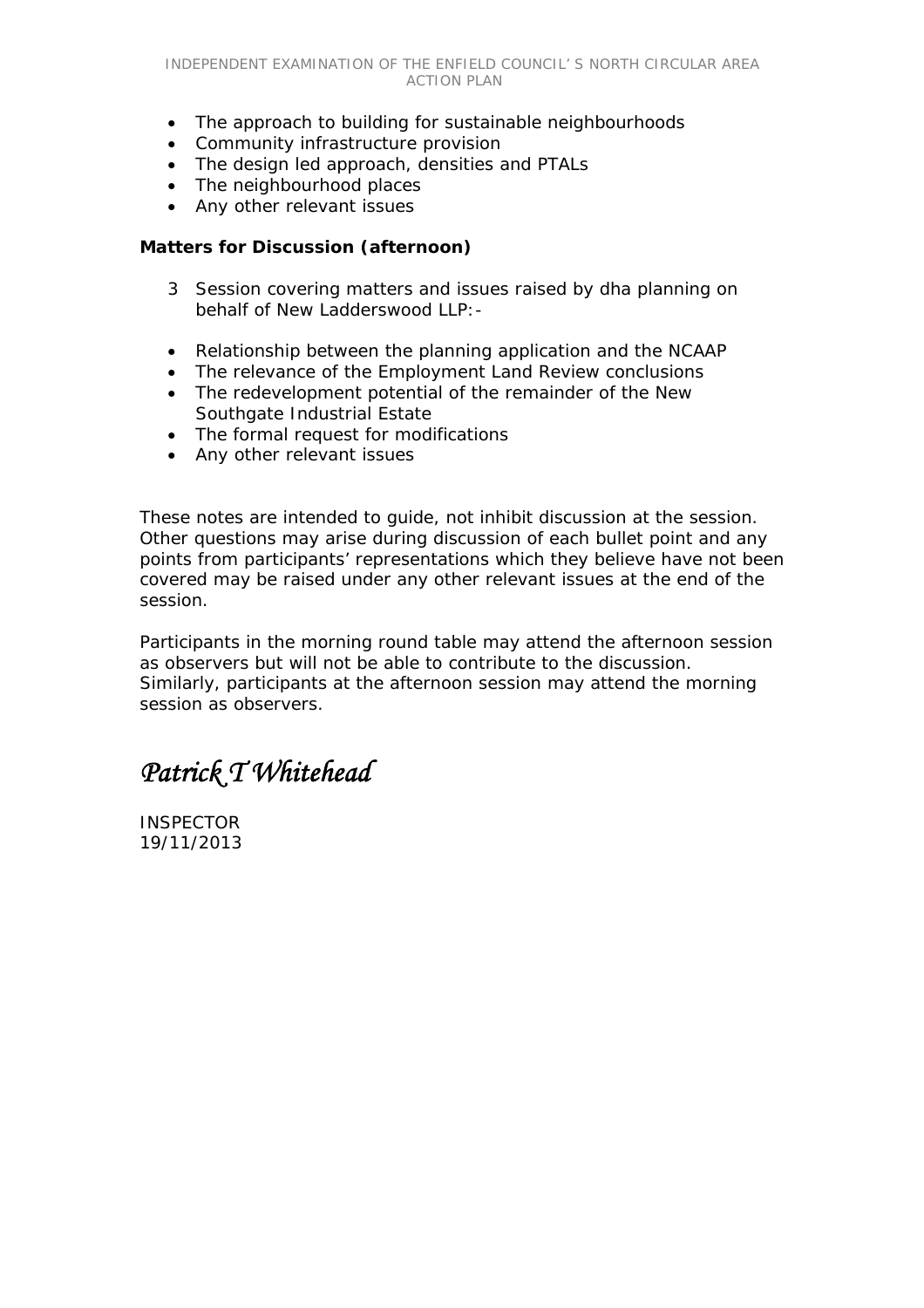- The approach to building for sustainable neighbourhoods
- Community infrastructure provision
- The design led approach, densities and PTALs
- The neighbourhood places
- Any other relevant issues

**Matters for Discussion (afternoon)**

3 Session covering matters and issues raised by dha planning on behalf of New Ladderswood LLP:-

- Relationship between the planning application and the NCAAP
- The relevance of the Employment Land Review conclusions
- The redevelopment potential of the remainder of the New Southgate Industrial Estate
- The formal request for modifications
- Any other relevant issues

These notes are intended to guide, not inhibit discussion at the session. Other questions may arise during discussion of each bullet point and any points from participants' representations which they believe have not been covered may be raised under any other relevant issues at the end of the session.

Participants in the morning round table may attend the afternoon session as observers but will not be able to contribute to the discussion. Similarly, participants at the afternoon session may attend the morning session as observers.

*Patrick T Whitehead*

INSPECTOR
19/11/2013